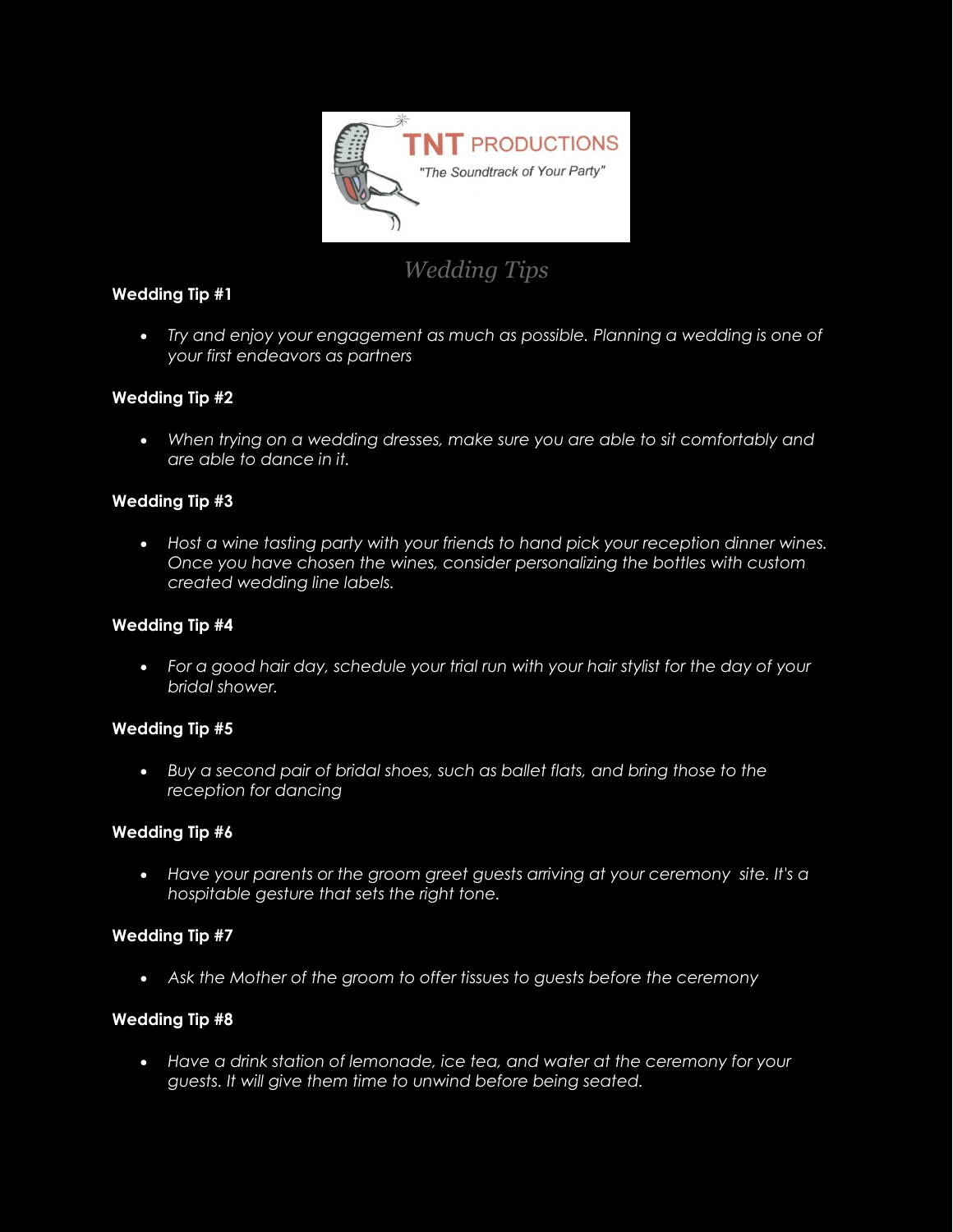# Wedding Tips

**Wedding Tip #1**

- *Try and enjoy your engagement as much as possible. Planning a wedding is one of your first endeavors as partners*

**Wedding Tip #2**

- *When trying on a wedding dresses, make sure you are able to sit comfortably and are able to dance in it.*

**Wedding Tip #3**

- *Host a wine tasting party with your friends to hand pick your reception dinner wines. Once you have chosen the wines, consider personalizing the bottles with custom created wedding line labels.*

**Wedding Tip #4**

- *For a good hair day, schedule your trial run with your hair stylist for the day of your bridal shower.*

**Wedding Tip #5**

- *Buy a second pair of bridal shoes, such as ballet flats, and bring those to the reception for dancing*

**Wedding Tip #6**

- *Have your parents or the groom greet guests arriving at your ceremony site. It's a hospitable gesture that sets the right tone.*

**Wedding Tip #7**

- *Ask the Mother of the groom to offer tissues to guests before the ceremony*

**Wedding Tip #8**

- *Have a drink station of lemonade, ice tea, and water at the ceremony for your guests. It will give them time to unwind before being seated.*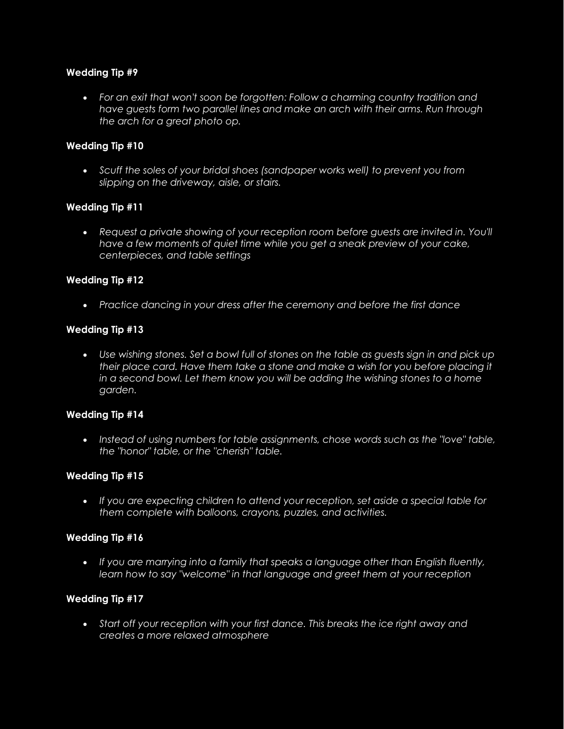**Wedding Tip #9**

- *For an exit that won't soon be forgotten: Follow a charming country tradition and have guests form two parallel lines and make an arch with their arms. Run through the arch for a great photo op.*

**Wedding Tip #10**

- *Scuff the soles of your bridal shoes (sandpaper works well) to prevent you from slipping on the driveway, aisle, or stairs.*

**Wedding Tip #11**

- *Request a private showing of your reception room before guests are invited in. You'll have a few moments of quiet time while you get a sneak preview of your cake, centerpieces, and table settings*

**Wedding Tip #12**

- *Practice dancing in your dress after the ceremony and before the first dance*

**Wedding Tip #13**

- *Use wishing stones. Set a bowl full of stones on the table as guests sign in and pick up their place card. Have them take a stone and make a wish for you before placing it in a second bowl. Let them know you will be adding the wishing stones to a home garden.*

**Wedding Tip #14**

- *Instead of using numbers for table assignments, chose words such as the "love" table, the "honor" table, or the "cherish" table.*

**Wedding Tip #15**

- *If you are expecting children to attend your reception, set aside a special table for them complete with balloons, crayons, puzzles, and activities.*

**Wedding Tip #16**

- *If you are marrying into a family that speaks a language other than English fluently, learn how to say "welcome" in that language and greet them at your reception*

**Wedding Tip #17**

- *Start off your reception with your first dance. This breaks the ice right away and creates a more relaxed atmosphere*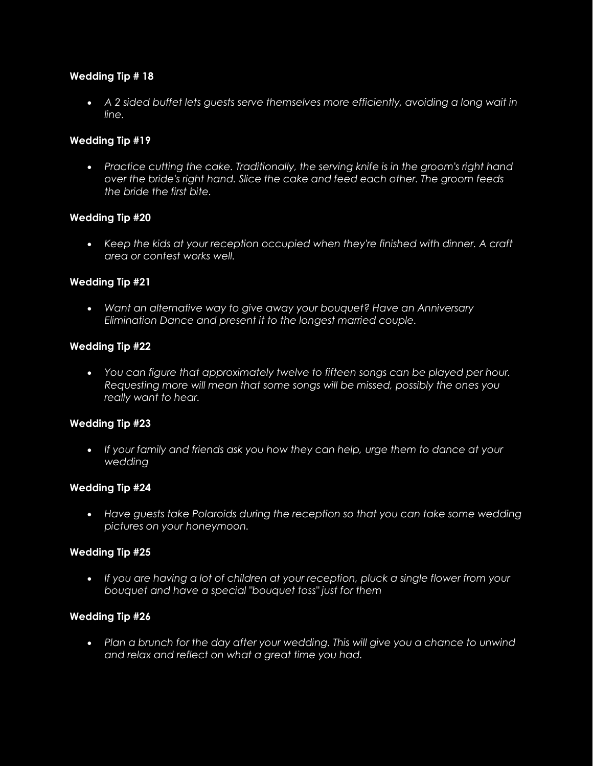**Wedding Tip # 18**

- *A 2 sided buffet lets guests serve themselves more efficiently, avoiding a long wait in line.*

**Wedding Tip #19**

- *Practice cutting the cake. Traditionally, the serving knife is in the groom's right hand over the bride's right hand. Slice the cake and feed each other. The groom feeds the bride the first bite.*

**Wedding Tip #20**

- *Keep the kids at your reception occupied when they're finished with dinner. A craft area or contest works well.*

**Wedding Tip #21**

- *Want an alternative way to give away your bouquet? Have an Anniversary Elimination Dance and present it to the longest married couple.*

**Wedding Tip #22**

- *You can figure that approximately twelve to fifteen songs can be played per hour. Requesting more will mean that some songs will be missed, possibly the ones you really want to hear.*

**Wedding Tip #23**

- *If your family and friends ask you how they can help, urge them to dance at your wedding*

**Wedding Tip #24**

- *Have guests take Polaroids during the reception so that you can take some wedding pictures on your honeymoon.*

**Wedding Tip #25**

- *If you are having a lot of children at your reception, pluck a single flower from your bouquet and have a special "bouquet toss" just for them*

**Wedding Tip #26**

- *Plan a brunch for the day after your wedding. This will give you a chance to unwind and relax and reflect on what a great time you had.*